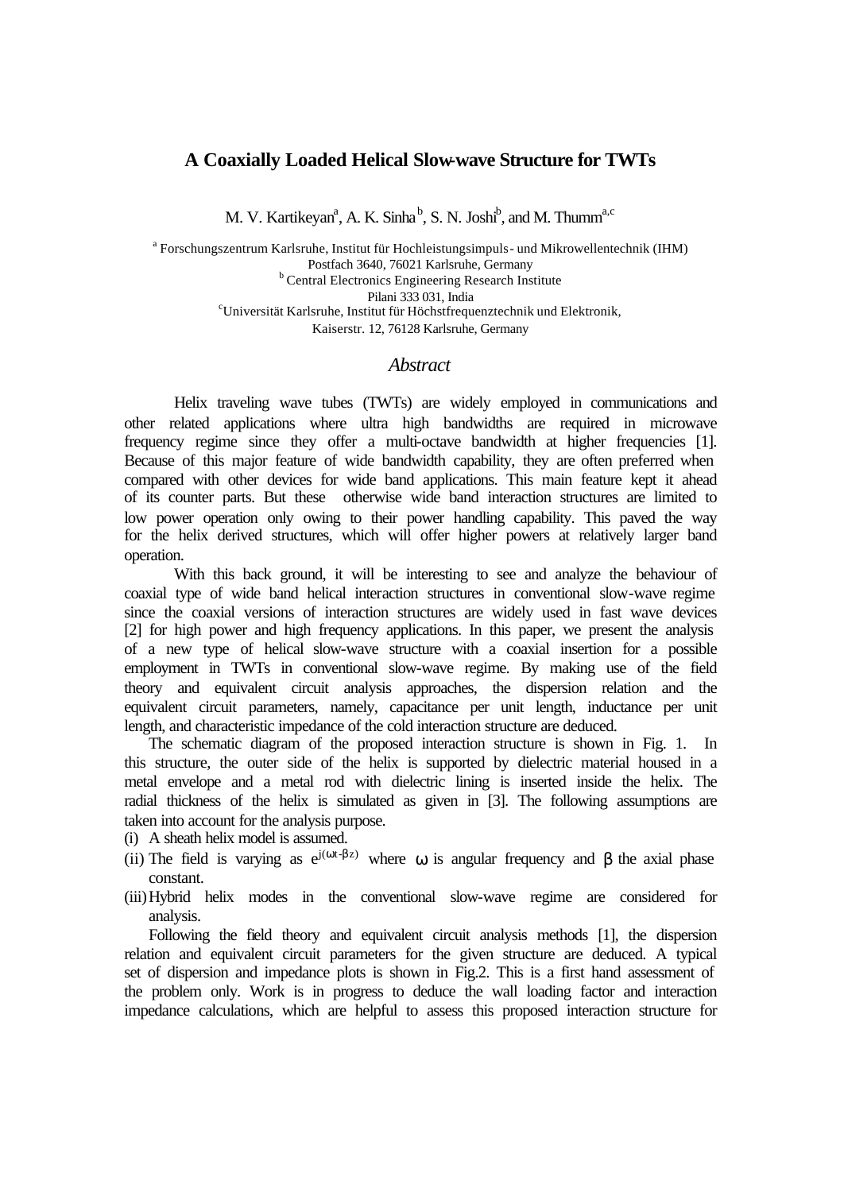# A Coaxially Loaded Helical Slow-wave Structure for TWTs

M. V. Kartikeyan[a], A. K. Sinha[b], S. N. Joshi[b], and M. Thumm[a,c]

[a] Forschungszentrum Karlsruhe, Institut für Hochleistungsimpuls- und Mikrowellentechnik (IHM)
Postfach 3640, 76021 Karlsruhe, Germany
[b] Central Electronics Engineering Research Institute
Pilani 333 031, India
[c]Universität Karlsruhe, Institut für Höchstfrequenztechnik und Elektronik,
Kaiserstr. 12, 76128 Karlsruhe, Germany

## *Abstract*

Helix traveling wave tubes (TWTs) are widely employed in communications and other related applications where ultra high bandwidths are required in microwave frequency regime since they offer a multi-octave bandwidth at higher frequencies [1]. Because of this major feature of wide bandwidth capability, they are often preferred when compared with other devices for wide band applications. This main feature kept it ahead of its counter parts. But these otherwise wide band interaction structures are limited to low power operation only owing to their power handling capability. This paved the way for the helix derived structures, which will offer higher powers at relatively larger band operation.

With this back ground, it will be interesting to see and analyze the behaviour of coaxial type of wide band helical interaction structures in conventional slow-wave regime since the coaxial versions of interaction structures are widely used in fast wave devices [2] for high power and high frequency applications. In this paper, we present the analysis of a new type of helical slow-wave structure with a coaxial insertion for a possible employment in TWTs in conventional slow-wave regime. By making use of the field theory and equivalent circuit analysis approaches, the dispersion relation and the equivalent circuit parameters, namely, capacitance per unit length, inductance per unit length, and characteristic impedance of the cold interaction structure are deduced.

The schematic diagram of the proposed interaction structure is shown in Fig. 1. In this structure, the outer side of the helix is supported by dielectric material housed in a metal envelope and a metal rod with dielectric lining is inserted inside the helix. The radial thickness of the helix is simulated as given in [3]. The following assumptions are taken into account for the analysis purpose.

(i) A sheath helix model is assumed.
(ii) The field is varying as $e^{j(\omega t-\beta z)}$ where $\omega$ is angular frequency and $\beta$ the axial phase constant.
(iii) Hybrid helix modes in the conventional slow-wave regime are considered for analysis.

Following the field theory and equivalent circuit analysis methods [1], the dispersion relation and equivalent circuit parameters for the given structure are deduced. A typical set of dispersion and impedance plots is shown in Fig.2. This is a first hand assessment of the problem only. Work is in progress to deduce the wall loading factor and interaction impedance calculations, which are helpful to assess this proposed interaction structure for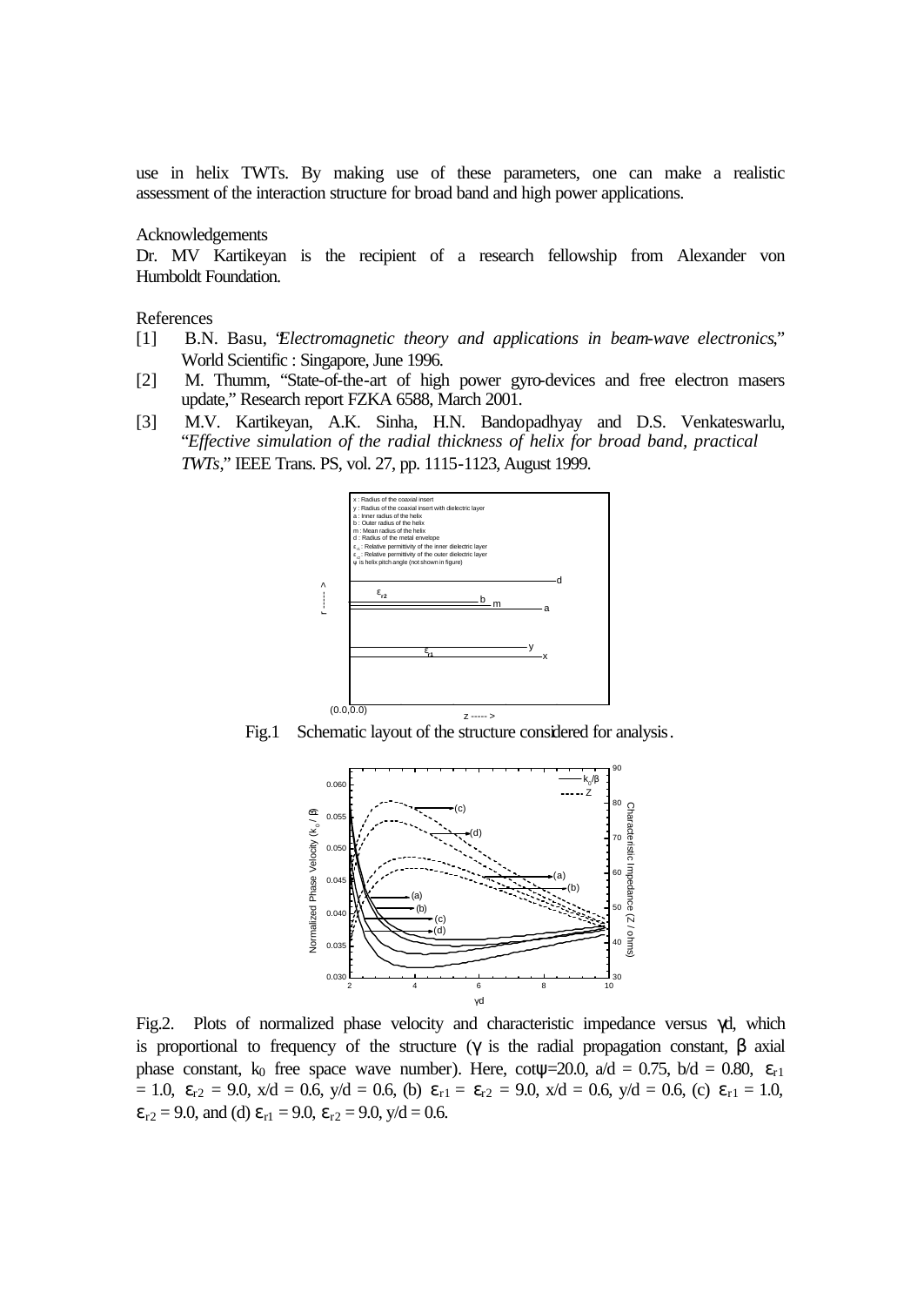use in helix TWTs. By making use of these parameters, one can make a realistic assessment of the interaction structure for broad band and high power applications.

Acknowledgements

Dr. MV Kartikeyan is the recipient of a research fellowship from Alexander von Humboldt Foundation.

References

[1] B.N. Basu, "*Electromagnetic theory and applications in beam-wave electronics*," World Scientific : Singapore, June 1996.

[2] M. Thumm, "State-of-the-art of high power gyro-devices and free electron masers update," Research report FZKA 6588, March 2001.

[3] M.V. Kartikeyan, A.K. Sinha, H.N. Bandopadhyay and D.S. Venkateswarlu, "*Effective simulation of the radial thickness of helix for broad band, practical TWTs*," IEEE Trans. PS, vol. 27, pp. 1115-1123, August 1999.

x : Radius of the coaxial insert
y : Radius of the coaxial insert with dielectric layer
a : Inner radius of the helix
b : Outer radius of the helix
m : Mean radius of the helix
d : Radius of the metal envelope
$\varepsilon_{r1}$ : Relative permittivity of the inner dielectric layer
$\varepsilon_{r2}$ : Relative permittivity of the outer dielectric layer
$\psi$ is helix pitch angle (not shown in figure)

d
$\varepsilon_{r2}$
b
m
a
y
$\varepsilon_{r1}$
x
r ------ >
(0.0,0.0)
z ----- >

Fig.1 Schematic layout of the structure considered for analysis.

$k_0/\beta$
Z
Normalized Phase Velocity ($k_0$ / $\beta$)
0.060
0.055
0.050
0.045
0.040
0.035
0.030
Characteristic Impedance (Z / ohms)
90
80
70
60
50
40
30
2
4
6
8
10
$\gamma$d
(a)
(b)
(c)
(d)

Fig.2. Plots of normalized phase velocity and characteristic impedance versus $\gamma d$, which is proportional to frequency of the structure ($\gamma$ is the radial propagation constant, $\beta$ axial phase constant, $k_0$ free space wave number). Here, $\cot\psi$=20.0, a/d = 0.75, b/d = 0.80, $\varepsilon_{r1}$ = 1.0, $\varepsilon_{r2}$ = 9.0, x/d = 0.6, y/d = 0.6, (b) $\varepsilon_{r1}$ = $\varepsilon_{r2}$ = 9.0, x/d = 0.6, y/d = 0.6, (c) $\varepsilon_{r1}$ = 1.0, $\varepsilon_{r2}$ = 9.0, and (d) $\varepsilon_{r1}$ = 9.0, $\varepsilon_{r2}$ = 9.0, y/d = 0.6.